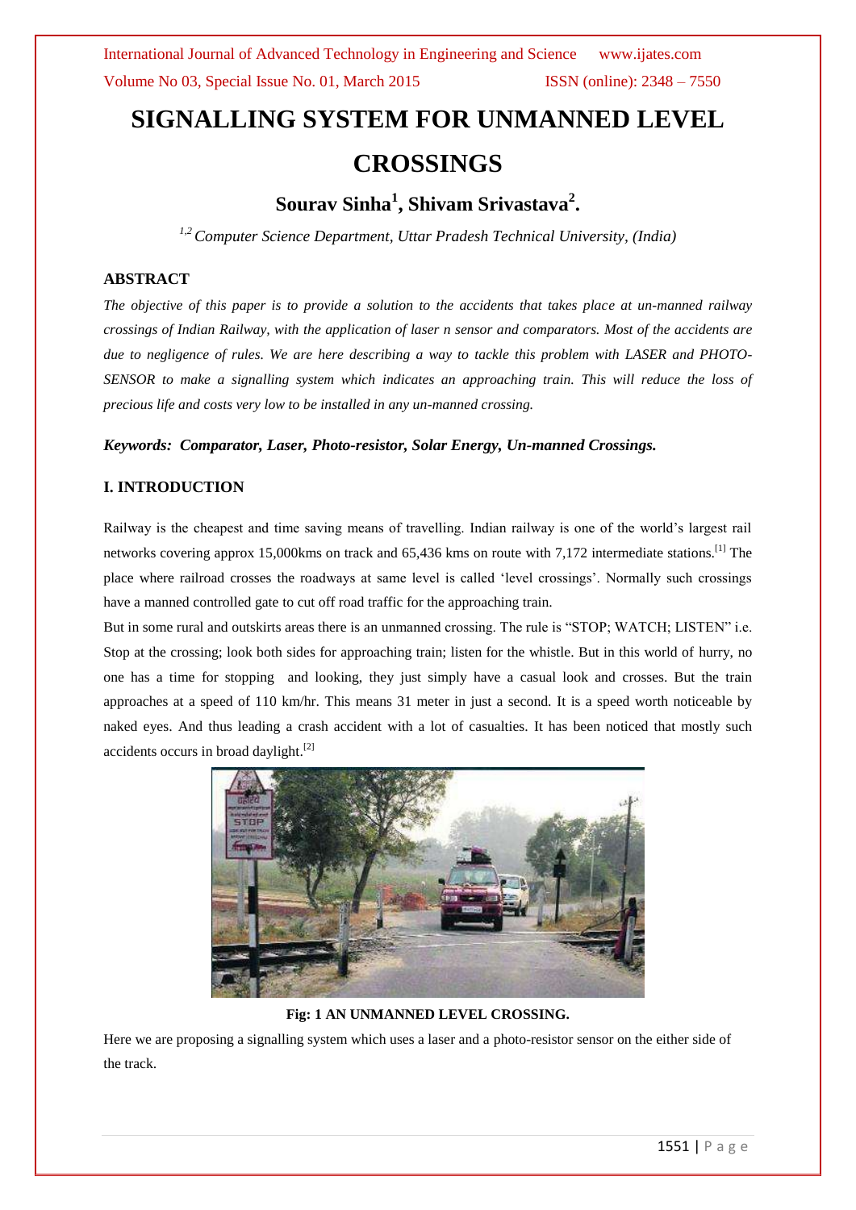# SIGNALLING SYSTEM FOR UNMANNED LEVEL CROSSINGS

## Sourav Sinha[1], Shivam Srivastava[2].

*[1,2] Computer Science Department, Uttar Pradesh Technical University, (India)*

### ABSTRACT

*The objective of this paper is to provide a solution to the accidents that takes place at un-manned railway crossings of Indian Railway, with the application of laser n sensor and comparators. Most of the accidents are due to negligence of rules. We are here describing a way to tackle this problem with LASER and PHOTO-SENSOR to make a signalling system which indicates an approaching train. This will reduce the loss of precious life and costs very low to be installed in any un-manned crossing.*

***Keywords:* Comparator, Laser, Photo-resistor, Solar Energy, Un-manned Crossings.**

### I. INTRODUCTION

Railway is the cheapest and time saving means of travelling. Indian railway is one of the world's largest rail networks covering approx 15,000kms on track and 65,436 kms on route with 7,172 intermediate stations.[1] The place where railroad crosses the roadways at same level is called 'level crossings'. Normally such crossings have a manned controlled gate to cut off road traffic for the approaching train.

But in some rural and outskirts areas there is an unmanned crossing. The rule is "STOP; WATCH; LISTEN" i.e. Stop at the crossing; look both sides for approaching train; listen for the whistle. But in this world of hurry, no one has a time for stopping and looking, they just simply have a casual look and crosses. But the train approaches at a speed of 110 km/hr. This means 31 meter in just a second. It is a speed worth noticeable by naked eyes. And thus leading a crash accident with a lot of casualties. It has been noticed that mostly such accidents occurs in broad daylight.[2]

**Fig: 1 AN UNMANNED LEVEL CROSSING.**

Here we are proposing a signalling system which uses a laser and a photo-resistor sensor on the either side of the track.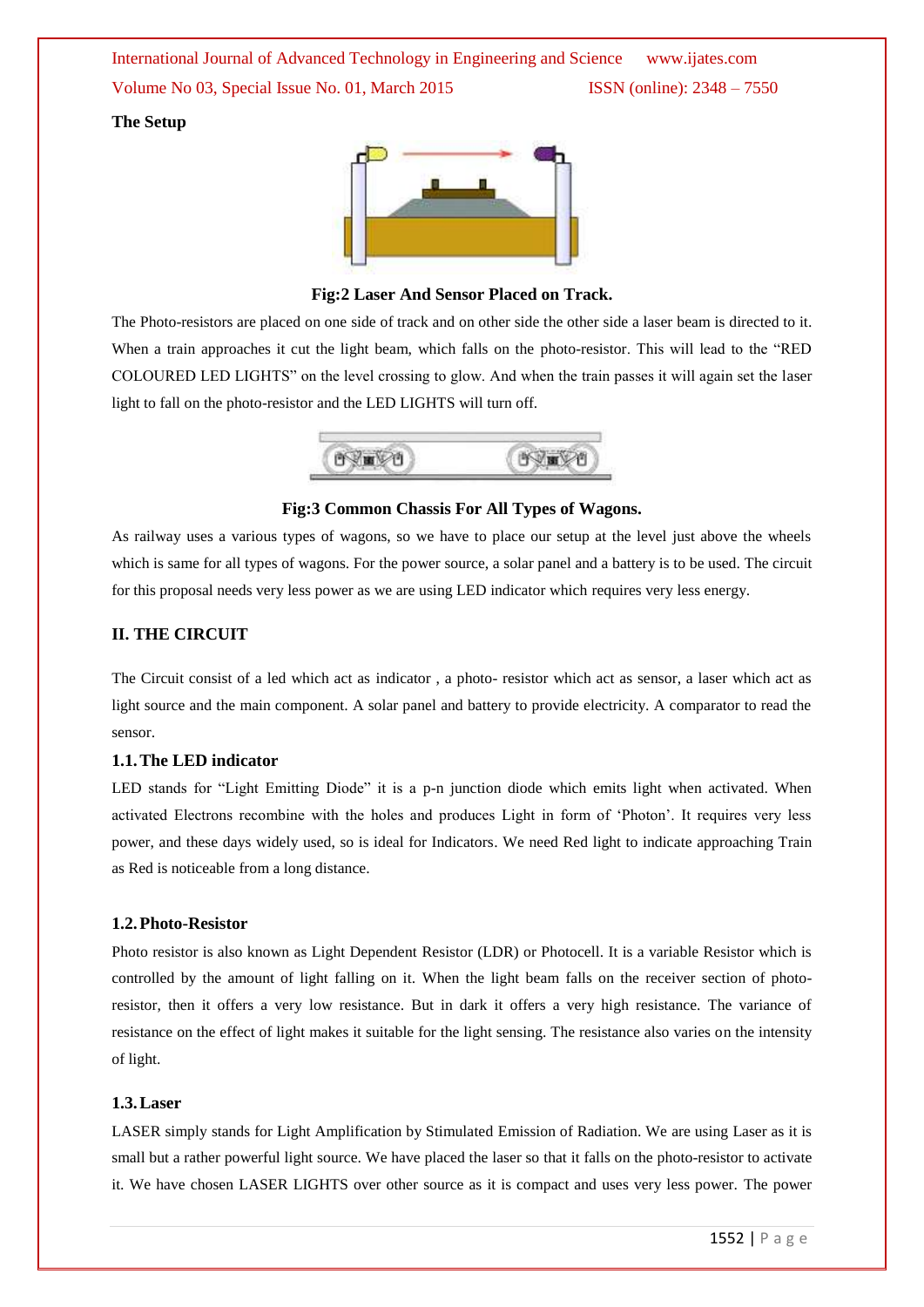**The Setup**

**Fig:2 Laser And Sensor Placed on Track.**

The Photo-resistors are placed on one side of track and on other side the other side a laser beam is directed to it. When a train approaches it cut the light beam, which falls on the photo-resistor. This will lead to the "RED COLOURED LED LIGHTS" on the level crossing to glow. And when the train passes it will again set the laser light to fall on the photo-resistor and the LED LIGHTS will turn off.

**Fig:3 Common Chassis For All Types of Wagons.**

As railway uses a various types of wagons, so we have to place our setup at the level just above the wheels which is same for all types of wagons. For the power source, a solar panel and a battery is to be used. The circuit for this proposal needs very less power as we are using LED indicator which requires very less energy.

## II. THE CIRCUIT

The Circuit consist of a led which act as indicator , a photo- resistor which act as sensor, a laser which act as light source and the main component. A solar panel and battery to provide electricity. A comparator to read the sensor.

### 1.1. The LED indicator

LED stands for "Light Emitting Diode" it is a p-n junction diode which emits light when activated. When activated Electrons recombine with the holes and produces Light in form of 'Photon'. It requires very less power, and these days widely used, so is ideal for Indicators. We need Red light to indicate approaching Train as Red is noticeable from a long distance.

### 1.2. Photo-Resistor

Photo resistor is also known as Light Dependent Resistor (LDR) or Photocell. It is a variable Resistor which is controlled by the amount of light falling on it. When the light beam falls on the receiver section of photo-resistor, then it offers a very low resistance. But in dark it offers a very high resistance. The variance of resistance on the effect of light makes it suitable for the light sensing. The resistance also varies on the intensity of light.

### 1.3. Laser

LASER simply stands for Light Amplification by Stimulated Emission of Radiation. We are using Laser as it is small but a rather powerful light source. We have placed the laser so that it falls on the photo-resistor to activate it. We have chosen LASER LIGHTS over other source as it is compact and uses very less power. The power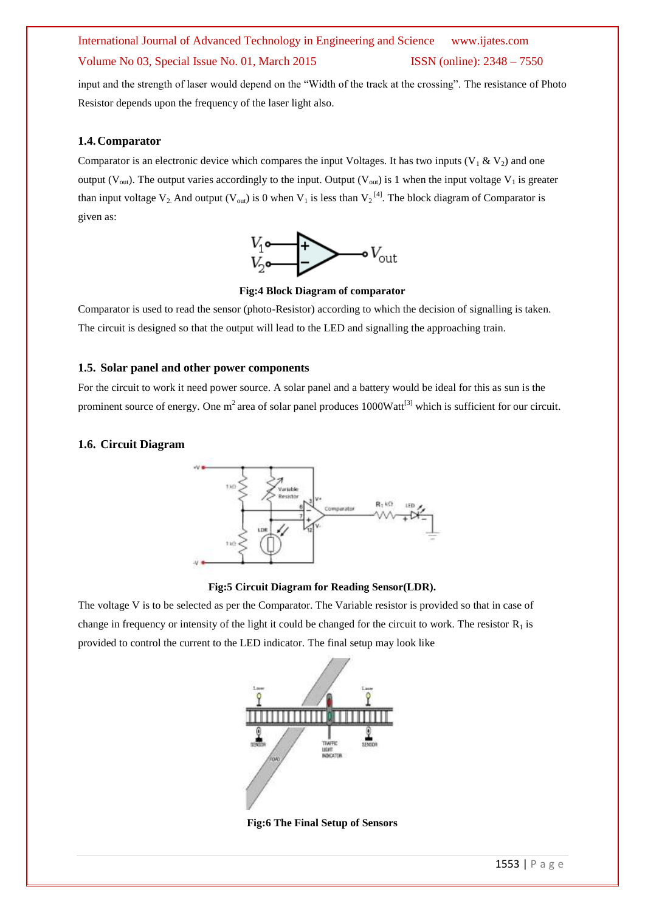input and the strength of laser would depend on the "Width of the track at the crossing". The resistance of Photo Resistor depends upon the frequency of the laser light also.

### 1.4. Comparator

Comparator is an electronic device which compares the input Voltages. It has two inputs ($V_1$ & $V_2$) and one output ($V_{out}$). The output varies accordingly to the input. Output ($V_{out}$) is 1 when the input voltage $V_1$ is greater than input voltage $V_2$. And output ($V_{out}$) is 0 when $V_1$ is less than $V_2$ [4]. The block diagram of Comparator is given as:

**Fig:4 Block Diagram of comparator**

Comparator is used to read the sensor (photo-Resistor) according to which the decision of signalling is taken. The circuit is designed so that the output will lead to the LED and signalling the approaching train.

### 1.5. Solar panel and other power components

For the circuit to work it need power source. A solar panel and a battery would be ideal for this as sun is the prominent source of energy. One $m^2$ area of solar panel produces 1000Watt[3] which is sufficient for our circuit.

### 1.6. Circuit Diagram

**Fig:5 Circuit Diagram for Reading Sensor(LDR).**

The voltage V is to be selected as per the Comparator. The Variable resistor is provided so that in case of change in frequency or intensity of the light it could be changed for the circuit to work. The resistor $R_1$ is provided to control the current to the LED indicator. The final setup may look like

**Fig:6 The Final Setup of Sensors**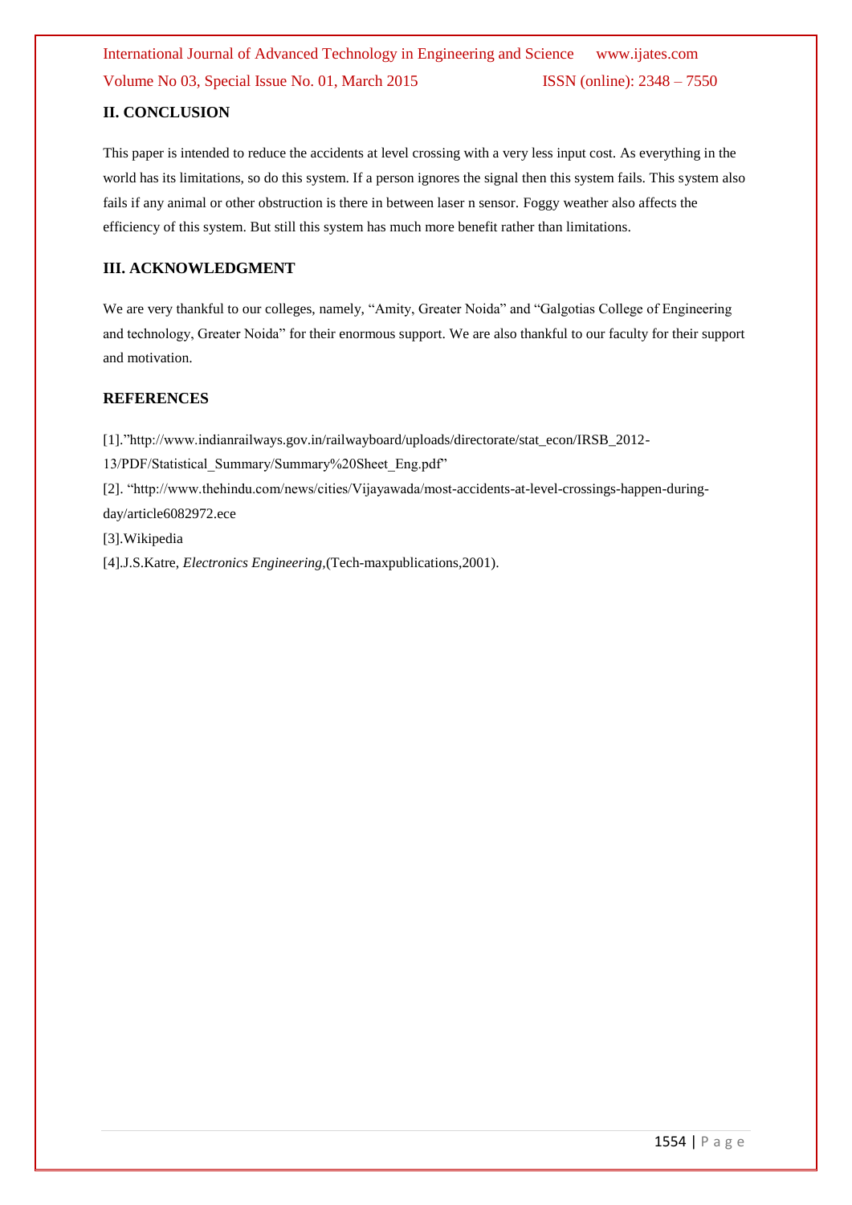## II. CONCLUSION

This paper is intended to reduce the accidents at level crossing with a very less input cost. As everything in the world has its limitations, so do this system. If a person ignores the signal then this system fails. This system also fails if any animal or other obstruction is there in between laser n sensor. Foggy weather also affects the efficiency of this system. But still this system has much more benefit rather than limitations.

## III. ACKNOWLEDGMENT

We are very thankful to our colleges, namely, "Amity, Greater Noida" and "Galgotias College of Engineering and technology, Greater Noida" for their enormous support. We are also thankful to our faculty for their support and motivation.

## REFERENCES

[1]."http://www.indianrailways.gov.in/railwayboard/uploads/directorate/stat_econ/IRSB_2012-13/PDF/Statistical_Summary/Summary%20Sheet_Eng.pdf"

[2]. "http://www.thehindu.com/news/cities/Vijayawada/most-accidents-at-level-crossings-happen-during-day/article6082972.ece

[3].Wikipedia

[4].J.S.Katre, *Electronics Engineering*,(Tech-maxpublications,2001).